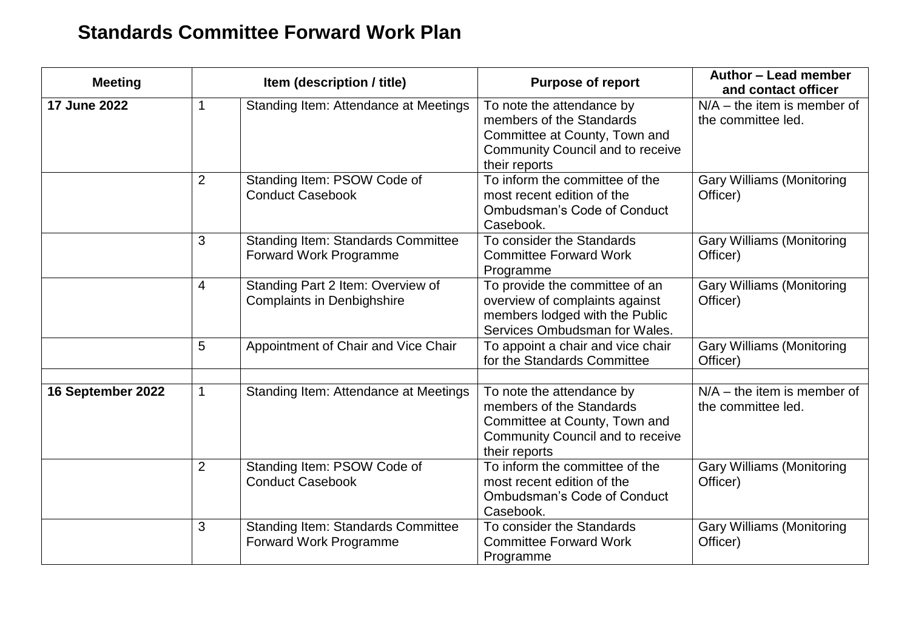# Standards Committee Forward Work Plan

| Meeting | Item (description / title) | | Purpose of report | Author – Lead member and contact officer |
|---|---|---|---|---|
| **17 June 2022** | 1 | Standing Item: Attendance at Meetings | To note the attendance by members of the Standards Committee at County, Town and Community Council and to receive their reports | N/A – the item is member of the committee led. |
| | 2 | Standing Item: PSOW Code of Conduct Casebook | To inform the committee of the most recent edition of the Ombudsman's Code of Conduct Casebook. | Gary Williams (Monitoring Officer) |
| | 3 | Standing Item: Standards Committee Forward Work Programme | To consider the Standards Committee Forward Work Programme | Gary Williams (Monitoring Officer) |
| | 4 | Standing Part 2 Item: Overview of Complaints in Denbighshire | To provide the committee of an overview of complaints against members lodged with the Public Services Ombudsman for Wales. | Gary Williams (Monitoring Officer) |
| | 5 | Appointment of Chair and Vice Chair | To appoint a chair and vice chair for the Standards Committee | Gary Williams (Monitoring Officer) |
| | | | | |
| **16 September 2022** | 1 | Standing Item: Attendance at Meetings | To note the attendance by members of the Standards Committee at County, Town and Community Council and to receive their reports | N/A – the item is member of the committee led. |
| | 2 | Standing Item: PSOW Code of Conduct Casebook | To inform the committee of the most recent edition of the Ombudsman's Code of Conduct Casebook. | Gary Williams (Monitoring Officer) |
| | 3 | Standing Item: Standards Committee Forward Work Programme | To consider the Standards Committee Forward Work Programme | Gary Williams (Monitoring Officer) |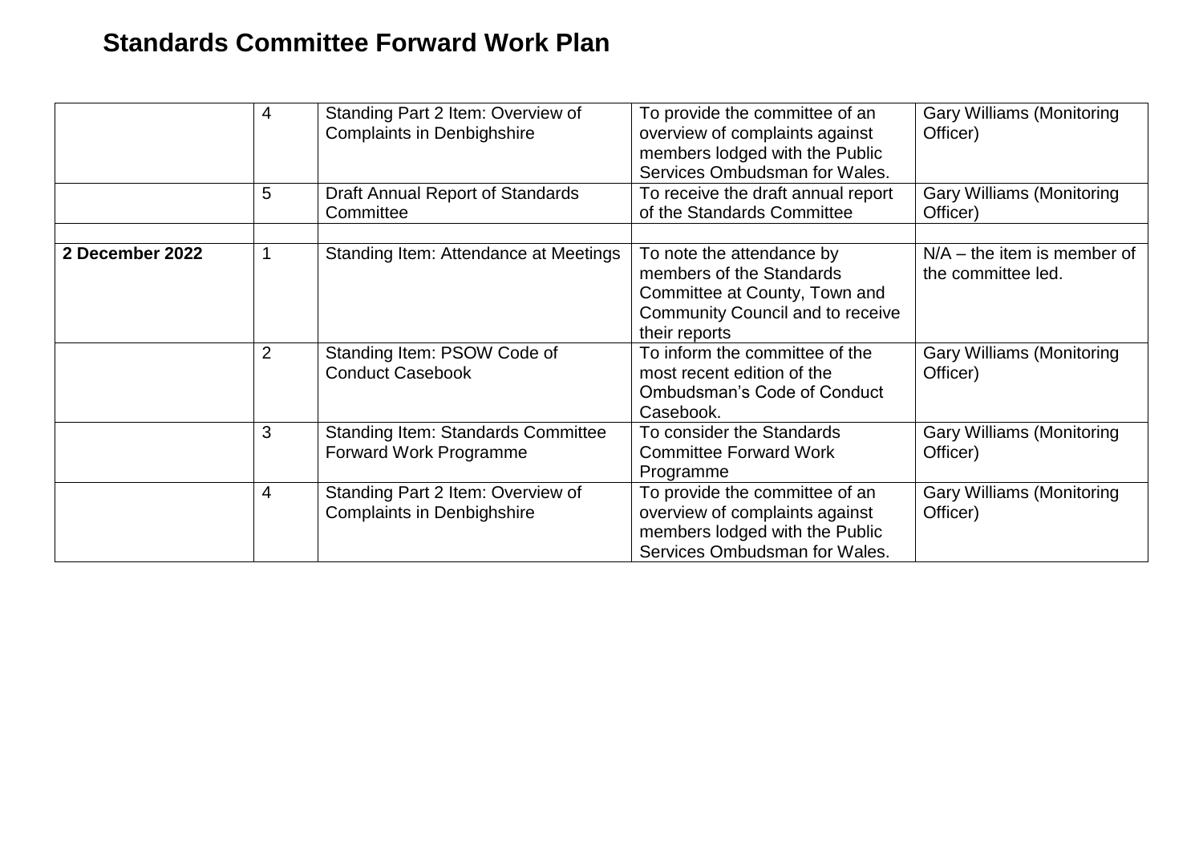# Standards Committee Forward Work Plan

| | | | | |
|---|---|---|---|---|
| | 4 | Standing Part 2 Item: Overview of Complaints in Denbighshire | To provide the committee of an overview of complaints against members lodged with the Public Services Ombudsman for Wales. | Gary Williams (Monitoring Officer) |
| | 5 | Draft Annual Report of Standards Committee | To receive the draft annual report of the Standards Committee | Gary Williams (Monitoring Officer) |
| | | | | |
| **2 December 2022** | 1 | Standing Item: Attendance at Meetings | To note the attendance by members of the Standards Committee at County, Town and Community Council and to receive their reports | N/A – the item is member of the committee led. |
| | 2 | Standing Item: PSOW Code of Conduct Casebook | To inform the committee of the most recent edition of the Ombudsman's Code of Conduct Casebook. | Gary Williams (Monitoring Officer) |
| | 3 | Standing Item: Standards Committee Forward Work Programme | To consider the Standards Committee Forward Work Programme | Gary Williams (Monitoring Officer) |
| | 4 | Standing Part 2 Item: Overview of Complaints in Denbighshire | To provide the committee of an overview of complaints against members lodged with the Public Services Ombudsman for Wales. | Gary Williams (Monitoring Officer) |